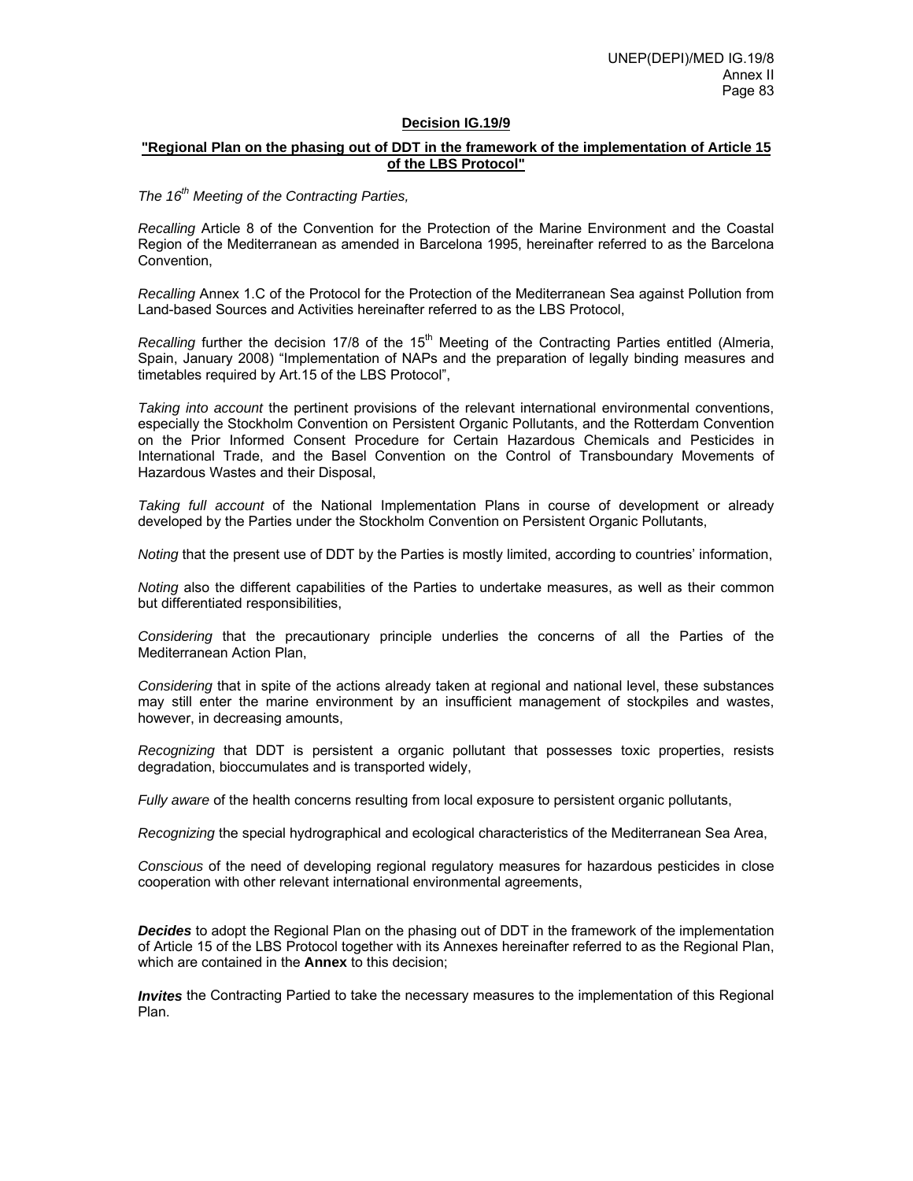**Decision IG.19/9**

**"Regional Plan on the phasing out of DDT in the framework of the implementation of Article 15 of the LBS Protocol"**

*The 16th Meeting of the Contracting Parties,*

*Recalling* Article 8 of the Convention for the Protection of the Marine Environment and the Coastal Region of the Mediterranean as amended in Barcelona 1995, hereinafter referred to as the Barcelona Convention,

*Recalling* Annex 1.C of the Protocol for the Protection of the Mediterranean Sea against Pollution from Land-based Sources and Activities hereinafter referred to as the LBS Protocol,

*Recalling* further the decision 17/8 of the 15th Meeting of the Contracting Parties entitled (Almeria, Spain, January 2008) "Implementation of NAPs and the preparation of legally binding measures and timetables required by Art.15 of the LBS Protocol",

*Taking into account* the pertinent provisions of the relevant international environmental conventions, especially the Stockholm Convention on Persistent Organic Pollutants, and the Rotterdam Convention on the Prior Informed Consent Procedure for Certain Hazardous Chemicals and Pesticides in International Trade, and the Basel Convention on the Control of Transboundary Movements of Hazardous Wastes and their Disposal,

*Taking full account* of the National Implementation Plans in course of development or already developed by the Parties under the Stockholm Convention on Persistent Organic Pollutants,

*Noting* that the present use of DDT by the Parties is mostly limited, according to countries' information,

*Noting* also the different capabilities of the Parties to undertake measures, as well as their common but differentiated responsibilities,

*Considering* that the precautionary principle underlies the concerns of all the Parties of the Mediterranean Action Plan,

*Considering* that in spite of the actions already taken at regional and national level, these substances may still enter the marine environment by an insufficient management of stockpiles and wastes, however, in decreasing amounts,

*Recognizing* that DDT is persistent a organic pollutant that possesses toxic properties, resists degradation, bioccumulates and is transported widely,

*Fully aware* of the health concerns resulting from local exposure to persistent organic pollutants,

*Recognizing* the special hydrographical and ecological characteristics of the Mediterranean Sea Area,

*Conscious* of the need of developing regional regulatory measures for hazardous pesticides in close cooperation with other relevant international environmental agreements,

***Decides*** to adopt the Regional Plan on the phasing out of DDT in the framework of the implementation of Article 15 of the LBS Protocol together with its Annexes hereinafter referred to as the Regional Plan, which are contained in the **Annex** to this decision;

***Invites*** the Contracting Partied to take the necessary measures to the implementation of this Regional Plan.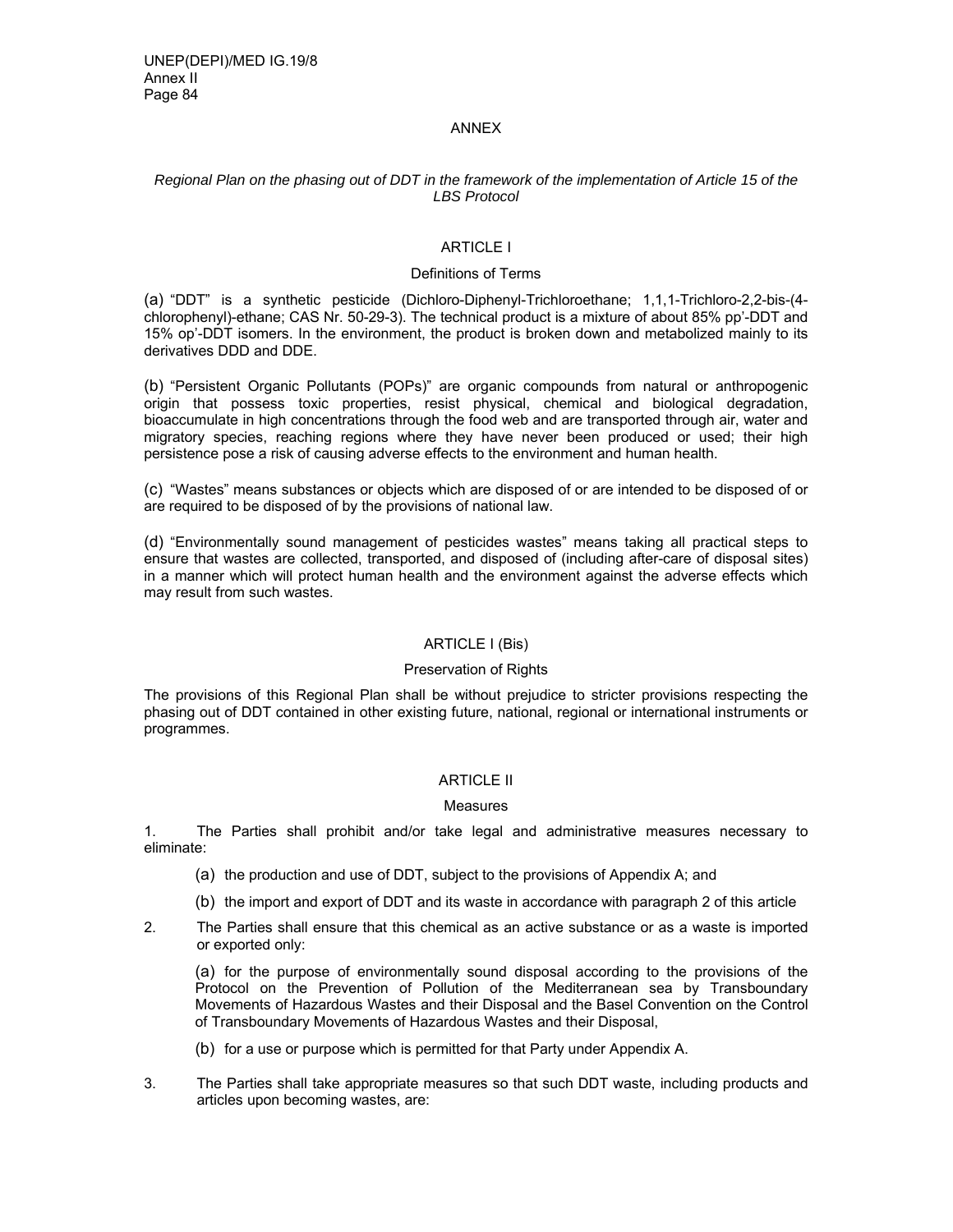ANNEX

*Regional Plan on the phasing out of DDT in the framework of the implementation of Article 15 of the LBS Protocol*

## ARTICLE I

### Definitions of Terms

(a) "DDT" is a synthetic pesticide (Dichloro-Diphenyl-Trichloroethane; 1,1,1-Trichloro-2,2-bis-(4-chlorophenyl)-ethane; CAS Nr. 50-29-3). The technical product is a mixture of about 85% pp'-DDT and 15% op'-DDT isomers. In the environment, the product is broken down and metabolized mainly to its derivatives DDD and DDE.

(b) "Persistent Organic Pollutants (POPs)" are organic compounds from natural or anthropogenic origin that possess toxic properties, resist physical, chemical and biological degradation, bioaccumulate in high concentrations through the food web and are transported through air, water and migratory species, reaching regions where they have never been produced or used; their high persistence pose a risk of causing adverse effects to the environment and human health.

(c) "Wastes" means substances or objects which are disposed of or are intended to be disposed of or are required to be disposed of by the provisions of national law.

(d) "Environmentally sound management of pesticides wastes" means taking all practical steps to ensure that wastes are collected, transported, and disposed of (including after-care of disposal sites) in a manner which will protect human health and the environment against the adverse effects which may result from such wastes.

## ARTICLE I (Bis)

### Preservation of Rights

The provisions of this Regional Plan shall be without prejudice to stricter provisions respecting the phasing out of DDT contained in other existing future, national, regional or international instruments or programmes.

## ARTICLE II

### Measures

1. The Parties shall prohibit and/or take legal and administrative measures necessary to eliminate:

   (a) the production and use of DDT, subject to the provisions of Appendix A; and

   (b) the import and export of DDT and its waste in accordance with paragraph 2 of this article

2. The Parties shall ensure that this chemical as an active substance or as a waste is imported or exported only:

   (a) for the purpose of environmentally sound disposal according to the provisions of the Protocol on the Prevention of Pollution of the Mediterranean sea by Transboundary Movements of Hazardous Wastes and their Disposal and the Basel Convention on the Control of Transboundary Movements of Hazardous Wastes and their Disposal,

   (b) for a use or purpose which is permitted for that Party under Appendix A.

3. The Parties shall take appropriate measures so that such DDT waste, including products and articles upon becoming wastes, are: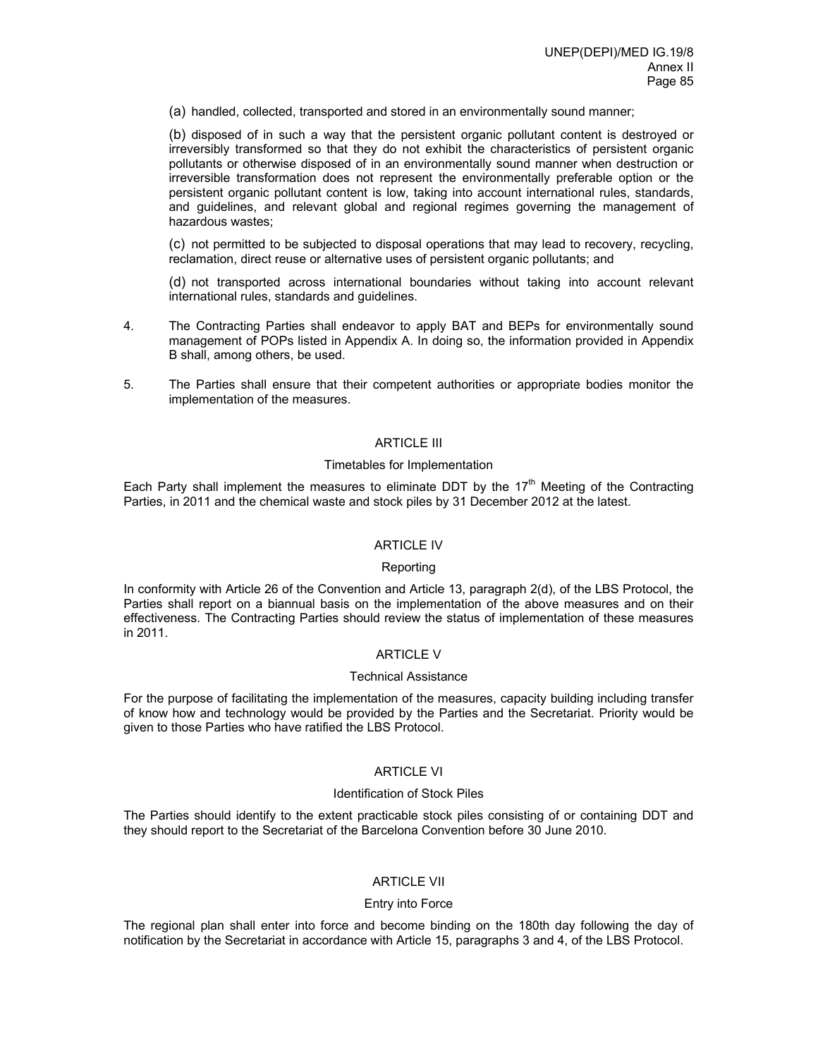(a) handled, collected, transported and stored in an environmentally sound manner;

(b) disposed of in such a way that the persistent organic pollutant content is destroyed or irreversibly transformed so that they do not exhibit the characteristics of persistent organic pollutants or otherwise disposed of in an environmentally sound manner when destruction or irreversible transformation does not represent the environmentally preferable option or the persistent organic pollutant content is low, taking into account international rules, standards, and guidelines, and relevant global and regional regimes governing the management of hazardous wastes;

(c) not permitted to be subjected to disposal operations that may lead to recovery, recycling, reclamation, direct reuse or alternative uses of persistent organic pollutants; and

(d) not transported across international boundaries without taking into account relevant international rules, standards and guidelines.

4. The Contracting Parties shall endeavor to apply BAT and BEPs for environmentally sound management of POPs listed in Appendix A. In doing so, the information provided in Appendix B shall, among others, be used.

5. The Parties shall ensure that their competent authorities or appropriate bodies monitor the implementation of the measures.

## ARTICLE III

### Timetables for Implementation

Each Party shall implement the measures to eliminate DDT by the 17th Meeting of the Contracting Parties, in 2011 and the chemical waste and stock piles by 31 December 2012 at the latest.

## ARTICLE IV

### Reporting

In conformity with Article 26 of the Convention and Article 13, paragraph 2(d), of the LBS Protocol, the Parties shall report on a biannual basis on the implementation of the above measures and on their effectiveness. The Contracting Parties should review the status of implementation of these measures in 2011.

## ARTICLE V

### Technical Assistance

For the purpose of facilitating the implementation of the measures, capacity building including transfer of know how and technology would be provided by the Parties and the Secretariat. Priority would be given to those Parties who have ratified the LBS Protocol.

## ARTICLE VI

### Identification of Stock Piles

The Parties should identify to the extent practicable stock piles consisting of or containing DDT and they should report to the Secretariat of the Barcelona Convention before 30 June 2010.

## ARTICLE VII

### Entry into Force

The regional plan shall enter into force and become binding on the 180th day following the day of notification by the Secretariat in accordance with Article 15, paragraphs 3 and 4, of the LBS Protocol.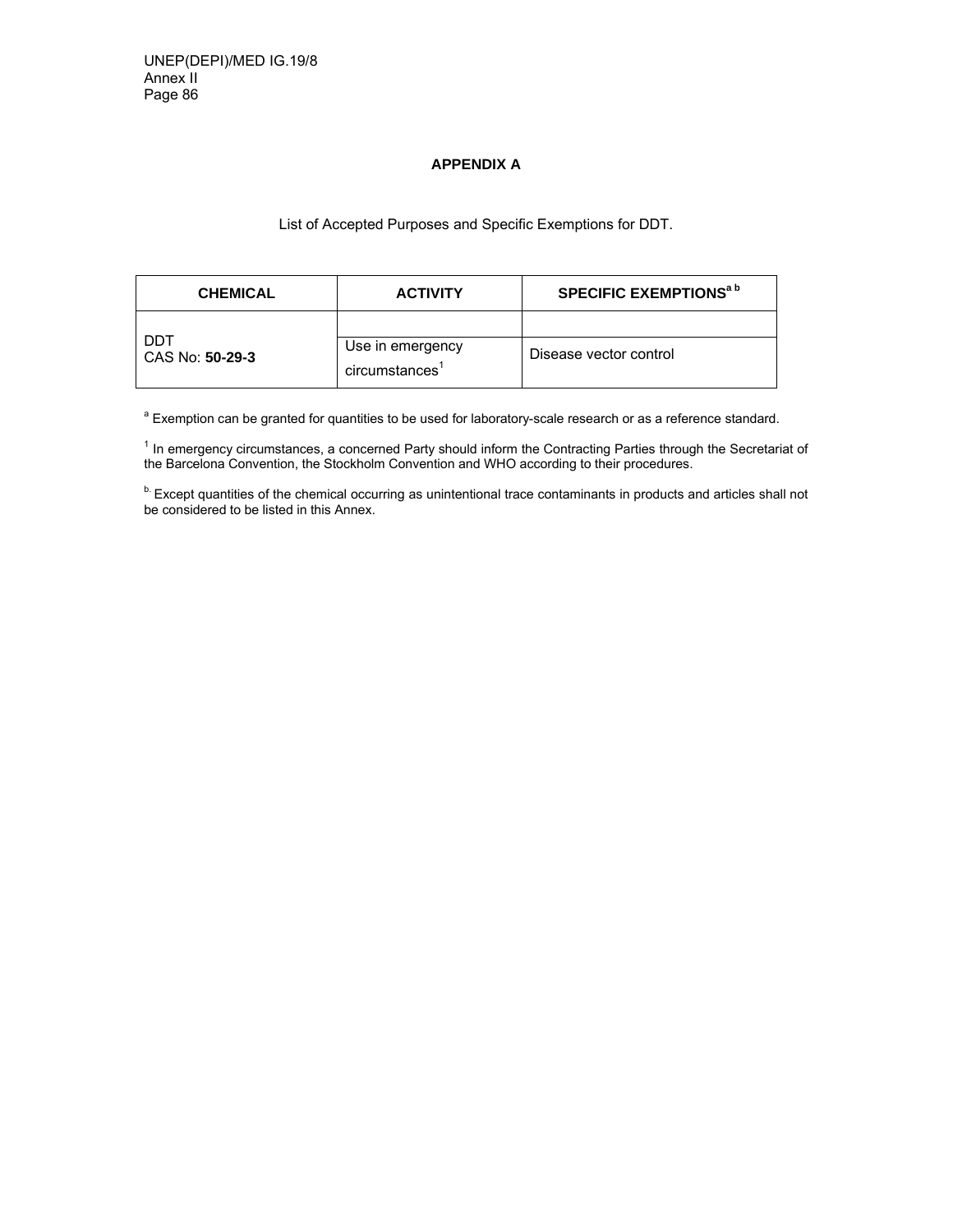## APPENDIX A

List of Accepted Purposes and Specific Exemptions for DDT.

| CHEMICAL | ACTIVITY | SPECIFIC EXEMPTIONS[a b] |
|---|---|---|
| DDT<br>CAS No: **50-29-3** | | |
| | Use in emergency circumstances[1] | Disease vector control |

[a] Exemption can be granted for quantities to be used for laboratory-scale research or as a reference standard.

[1] In emergency circumstances, a concerned Party should inform the Contracting Parties through the Secretariat of the Barcelona Convention, the Stockholm Convention and WHO according to their procedures.

[b.] Except quantities of the chemical occurring as unintentional trace contaminants in products and articles shall not be considered to be listed in this Annex.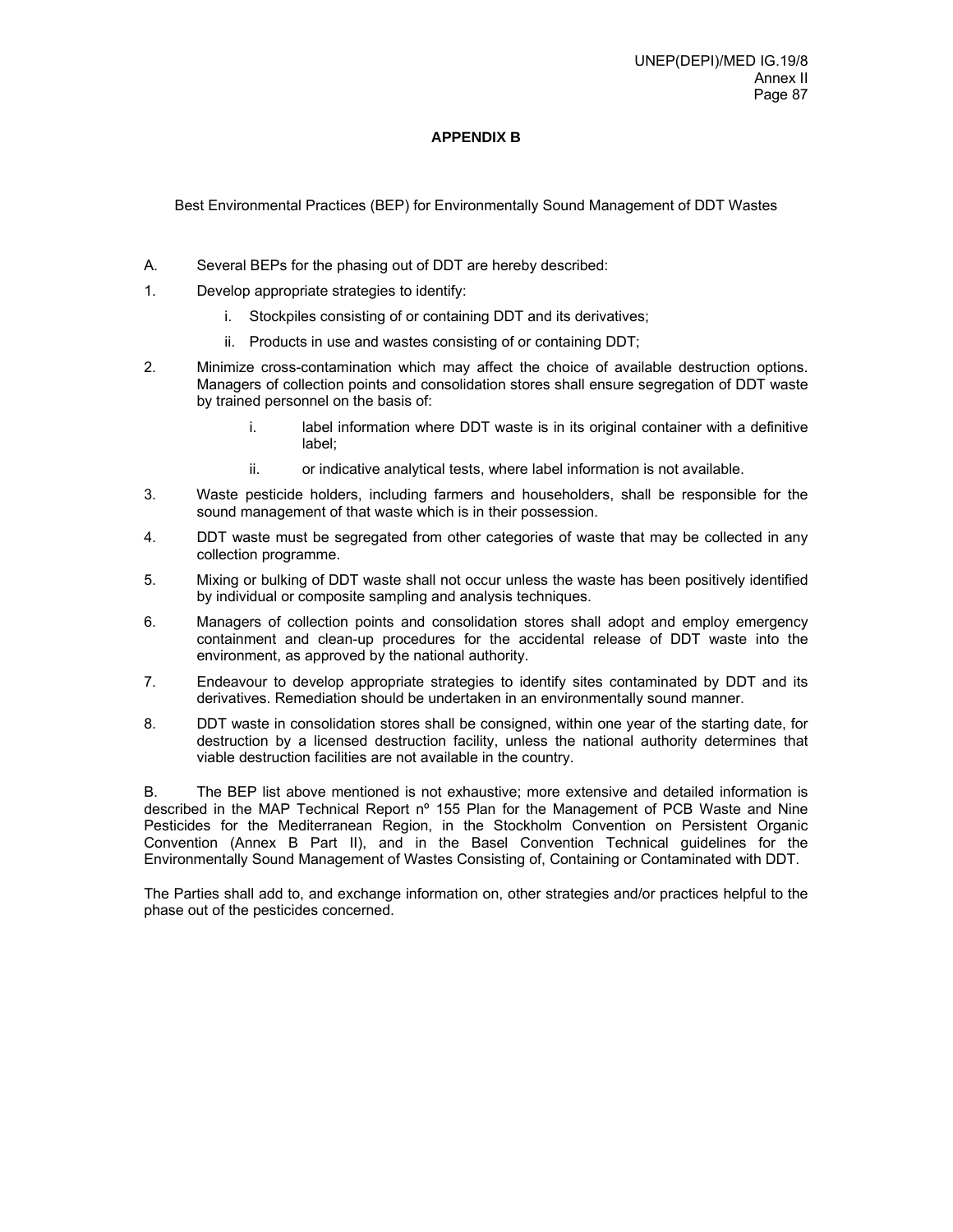## APPENDIX B

Best Environmental Practices (BEP) for Environmentally Sound Management of DDT Wastes

A. Several BEPs for the phasing out of DDT are hereby described:

1. Develop appropriate strategies to identify:
   i. Stockpiles consisting of or containing DDT and its derivatives;
   ii. Products in use and wastes consisting of or containing DDT;

2. Minimize cross-contamination which may affect the choice of available destruction options. Managers of collection points and consolidation stores shall ensure segregation of DDT waste by trained personnel on the basis of:
   i. label information where DDT waste is in its original container with a definitive label;
   ii. or indicative analytical tests, where label information is not available.

3. Waste pesticide holders, including farmers and householders, shall be responsible for the sound management of that waste which is in their possession.

4. DDT waste must be segregated from other categories of waste that may be collected in any collection programme.

5. Mixing or bulking of DDT waste shall not occur unless the waste has been positively identified by individual or composite sampling and analysis techniques.

6. Managers of collection points and consolidation stores shall adopt and employ emergency containment and clean-up procedures for the accidental release of DDT waste into the environment, as approved by the national authority.

7. Endeavour to develop appropriate strategies to identify sites contaminated by DDT and its derivatives. Remediation should be undertaken in an environmentally sound manner.

8. DDT waste in consolidation stores shall be consigned, within one year of the starting date, for destruction by a licensed destruction facility, unless the national authority determines that viable destruction facilities are not available in the country.

B. The BEP list above mentioned is not exhaustive; more extensive and detailed information is described in the MAP Technical Report nº 155 Plan for the Management of PCB Waste and Nine Pesticides for the Mediterranean Region, in the Stockholm Convention on Persistent Organic Convention (Annex B Part II), and in the Basel Convention Technical guidelines for the Environmentally Sound Management of Wastes Consisting of, Containing or Contaminated with DDT.

The Parties shall add to, and exchange information on, other strategies and/or practices helpful to the phase out of the pesticides concerned.